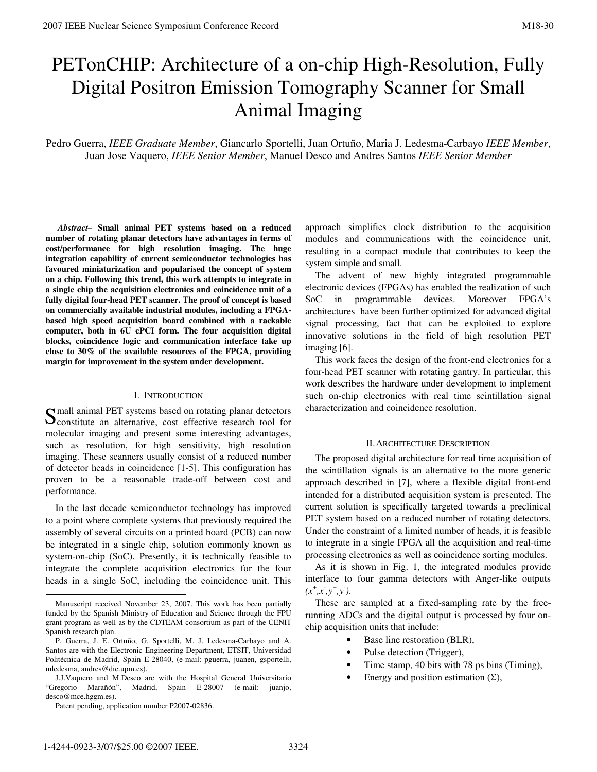# PETonCHIP: Architecture of a on-chip High-Resolution, Fully Digital Positron Emission Tomography Scanner for Small Animal Imaging

Pedro Guerra, *IEEE Graduate Member*, Giancarlo Sportelli, Juan Ortuño, Maria J. Ledesma-Carbayo *IEEE Member*, Juan Jose Vaquero, *IEEE Senior Member*, Manuel Desco and Andres Santos *IEEE Senior Member*

***Abstract*– Small animal PET systems based on a reduced number of rotating planar detectors have advantages in terms of cost/performance for high resolution imaging. The huge integration capability of current semiconductor technologies has favoured miniaturization and popularised the concept of system on a chip. Following this trend, this work attempts to integrate in a single chip the acquisition electronics and coincidence unit of a fully digital four-head PET scanner. The proof of concept is based on commercially available industrial modules, including a FPGA-based high speed acquisition board combined with a rackable computer, both in 6U cPCI form. The four acquisition digital blocks, coincidence logic and communication interface take up close to 30% of the available resources of the FPGA, providing margin for improvement in the system under development.**

## I. Introduction

Small animal PET systems based on rotating planar detectors constitute an alternative, cost effective research tool for molecular imaging and present some interesting advantages, such as resolution, for high sensitivity, high resolution imaging. These scanners usually consist of a reduced number of detector heads in coincidence [1-5]. This configuration has proven to be a reasonable trade-off between cost and performance.

In the last decade semiconductor technology has improved to a point where complete systems that previously required the assembly of several circuits on a printed board (PCB) can now be integrated in a single chip, solution commonly known as system-on-chip (SoC). Presently, it is technically feasible to integrate the complete acquisition electronics for the four heads in a single SoC, including the coincidence unit. This approach simplifies clock distribution to the acquisition modules and communications with the coincidence unit, resulting in a compact module that contributes to keep the system simple and small.

The advent of new highly integrated programmable electronic devices (FPGAs) has enabled the realization of such SoC in programmable devices. Moreover FPGA's architectures have been further optimized for advanced digital signal processing, fact that can be exploited to explore innovative solutions in the field of high resolution PET imaging [6].

This work faces the design of the front-end electronics for a four-head PET scanner with rotating gantry. In particular, this work describes the hardware under development to implement such on-chip electronics with real time scintillation signal characterization and coincidence resolution.

## II. Architecture Description

The proposed digital architecture for real time acquisition of the scintillation signals is an alternative to the more generic approach described in [7], where a flexible digital front-end intended for a distributed acquisition system is presented. The current solution is specifically targeted towards a preclinical PET system based on a reduced number of rotating detectors. Under the constraint of a limited number of heads, it is feasible to integrate in a single FPGA all the acquisition and real-time processing electronics as well as coincidence sorting modules.

As it is shown in Fig. 1, the integrated modules provide interface to four gamma detectors with Anger-like outputs $(x^+, x^-, y^+, y^-)$.

These are sampled at a fixed-sampling rate by the free-running ADCs and the digital output is processed by four on-chip acquisition units that include:

- Base line restoration (BLR),
- Pulse detection (Trigger),
- Time stamp, 40 bits with 78 ps bins (Timing),
- Energy and position estimation ($\Sigma$),

Manuscript received November 23, 2007. This work has been partially funded by the Spanish Ministry of Education and Science through the FPU grant program as well as by the CDTEAM consortium as part of the CENIT Spanish research plan.

P. Guerra, J. E. Ortuño, G. Sportelli, M. J. Ledesma-Carbayo and A. Santos are with the Electronic Engineering Department, ETSIT, Universidad Politécnica de Madrid, Spain E-28040, (e-mail: pguerra, juanen, gsportelli, mledesma, andres@die.upm.es).

J.J.Vaquero and M.Desco are with the Hospital General Universitario "Gregorio Marañón", Madrid, Spain E-28007 (e-mail: juanjo, desco@mce.hggm.es).

Patent pending, application number P2007-02836.

1-4244-0923-3/07/$25.00 ©2007 IEEE.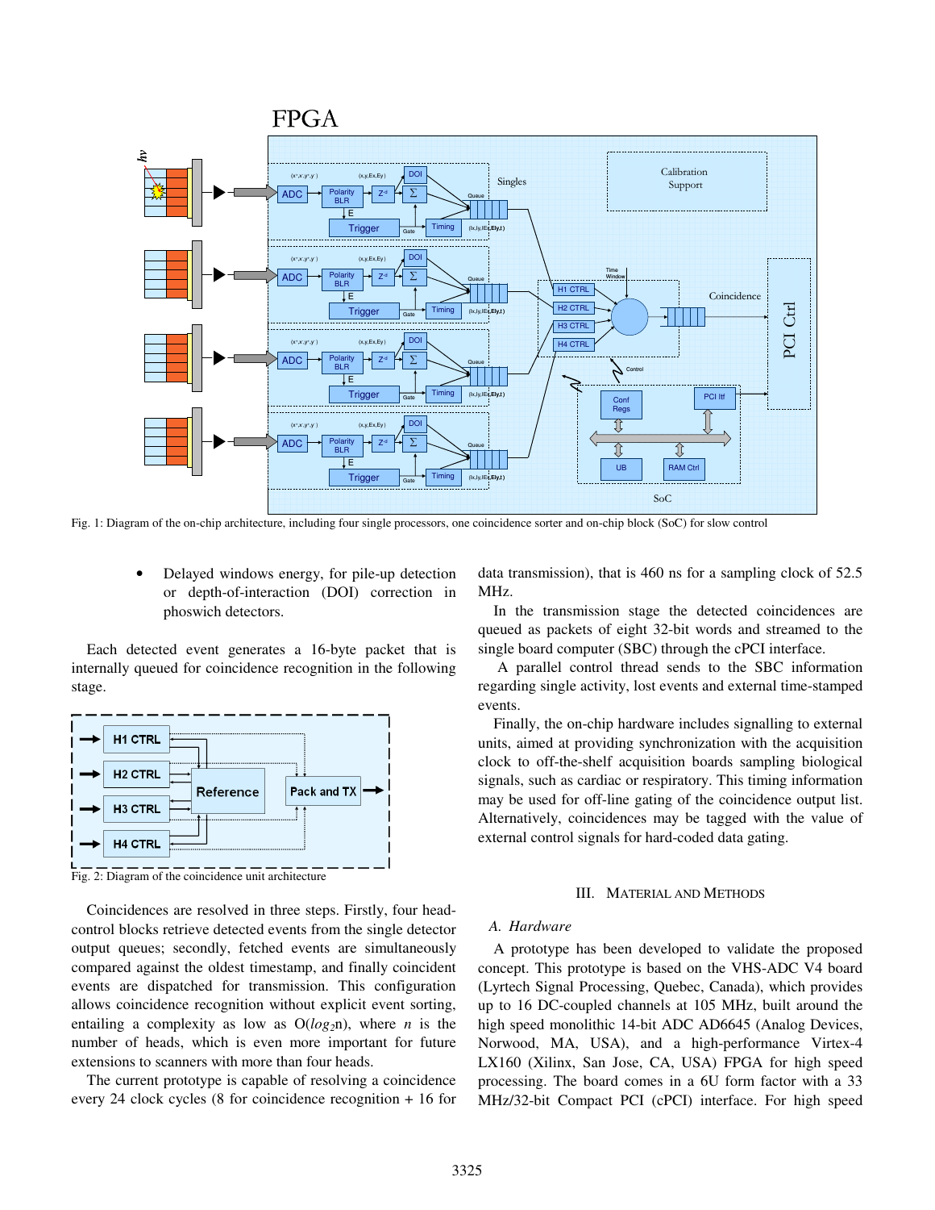Fig. 1: Diagram of the on-chip architecture, including four single processors, one coincidence sorter and on-chip block (SoC) for slow control

- Delayed windows energy, for pile-up detection or depth-of-interaction (DOI) correction in phoswich detectors.

Each detected event generates a 16-byte packet that is internally queued for coincidence recognition in the following stage.

Fig. 2: Diagram of the coincidence unit architecture

Coincidences are resolved in three steps. Firstly, four head-control blocks retrieve detected events from the single detector output queues; secondly, fetched events are simultaneously compared against the oldest timestamp, and finally coincident events are dispatched for transmission. This configuration allows coincidence recognition without explicit event sorting, entailing a complexity as low as O($log_2$n), where *n* is the number of heads, which is even more important for future extensions to scanners with more than four heads.

The current prototype is capable of resolving a coincidence every 24 clock cycles (8 for coincidence recognition + 16 for data transmission), that is 460 ns for a sampling clock of 52.5 MHz.

In the transmission stage the detected coincidences are queued as packets of eight 32-bit words and streamed to the single board computer (SBC) through the cPCI interface.

A parallel control thread sends to the SBC information regarding single activity, lost events and external time-stamped events.

Finally, the on-chip hardware includes signalling to external units, aimed at providing synchronization with the acquisition clock to off-the-shelf acquisition boards sampling biological signals, such as cardiac or respiratory. This timing information may be used for off-line gating of the coincidence output list. Alternatively, coincidences may be tagged with the value of external control signals for hard-coded data gating.

## III. Material and Methods

### *A. Hardware*

A prototype has been developed to validate the proposed concept. This prototype is based on the VHS-ADC V4 board (Lyrtech Signal Processing, Quebec, Canada), which provides up to 16 DC-coupled channels at 105 MHz, built around the high speed monolithic 14-bit ADC AD6645 (Analog Devices, Norwood, MA, USA), and a high-performance Virtex-4 LX160 (Xilinx, San Jose, CA, USA) FPGA for high speed processing. The board comes in a 6U form factor with a 33 MHz/32-bit Compact PCI (cPCI) interface. For high speed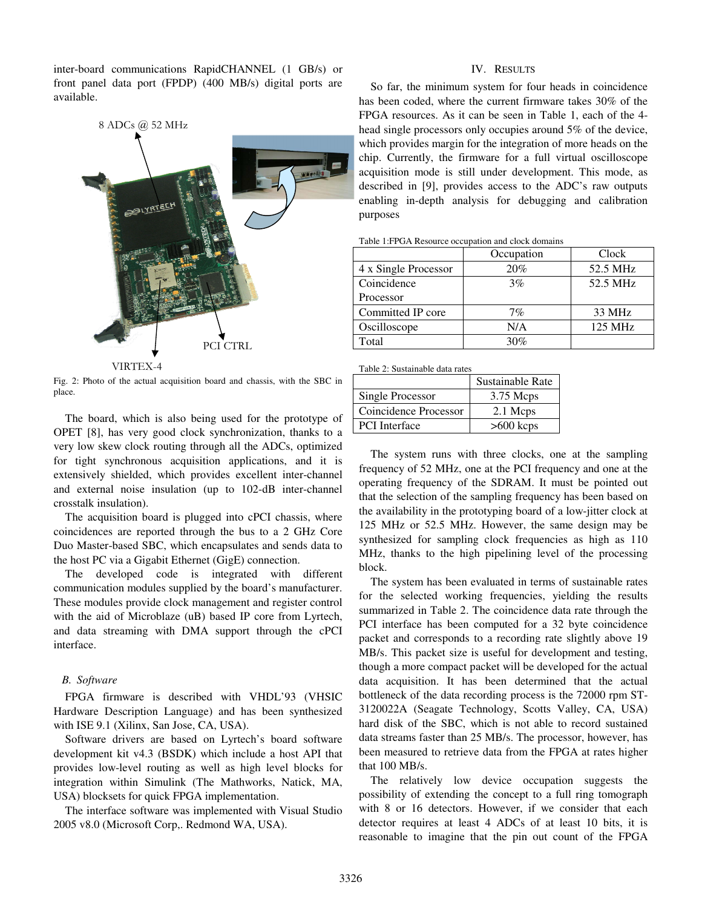inter-board communications RapidCHANNEL (1 GB/s) or front panel data port (FPDP) (400 MB/s) digital ports are available.

Fig. 2: Photo of the actual acquisition board and chassis, with the SBC in place.

The board, which is also being used for the prototype of OPET [8], has very good clock synchronization, thanks to a very low skew clock routing through all the ADCs, optimized for tight synchronous acquisition applications, and it is extensively shielded, which provides excellent inter-channel and external noise insulation (up to 102-dB inter-channel crosstalk insulation).

The acquisition board is plugged into cPCI chassis, where coincidences are reported through the bus to a 2 GHz Core Duo Master-based SBC, which encapsulates and sends data to the host PC via a Gigabit Ethernet (GigE) connection.

The developed code is integrated with different communication modules supplied by the board's manufacturer. These modules provide clock management and register control with the aid of Microblaze (uB) based IP core from Lyrtech, and data streaming with DMA support through the cPCI interface.

### *B. Software*

FPGA firmware is described with VHDL'93 (VHSIC Hardware Description Language) and has been synthesized with ISE 9.1 (Xilinx, San Jose, CA, USA).

Software drivers are based on Lyrtech's board software development kit v4.3 (BSDK) which include a host API that provides low-level routing as well as high level blocks for integration within Simulink (The Mathworks, Natick, MA, USA) blocksets for quick FPGA implementation.

The interface software was implemented with Visual Studio 2005 v8.0 (Microsoft Corp,. Redmond WA, USA).

## IV. RESULTS

So far, the minimum system for four heads in coincidence has been coded, where the current firmware takes 30% of the FPGA resources. As it can be seen in Table 1, each of the 4-head single processors only occupies around 5% of the device, which provides margin for the integration of more heads on the chip. Currently, the firmware for a full virtual oscilloscope acquisition mode is still under development. This mode, as described in [9], provides access to the ADC's raw outputs enabling in-depth analysis for debugging and calibration purposes

Table 1:FPGA Resource occupation and clock domains

| | Occupation | Clock |
|---|---|---|
| 4 x Single Processor | 20% | 52.5 MHz |
| Coincidence Processor | 3% | 52.5 MHz |
| Committed IP core | 7% | 33 MHz |
| Oscilloscope | N/A | 125 MHz |
| Total | 30% | |

Table 2: Sustainable data rates

| | Sustainable Rate |
|---|---|
| Single Processor | 3.75 Mcps |
| Coincidence Processor | 2.1 Mcps |
| PCI Interface | >600 kcps |

The system runs with three clocks, one at the sampling frequency of 52 MHz, one at the PCI frequency and one at the operating frequency of the SDRAM. It must be pointed out that the selection of the sampling frequency has been based on the availability in the prototyping board of a low-jitter clock at 125 MHz or 52.5 MHz. However, the same design may be synthesized for sampling clock frequencies as high as 110 MHz, thanks to the high pipelining level of the processing block.

The system has been evaluated in terms of sustainable rates for the selected working frequencies, yielding the results summarized in Table 2. The coincidence data rate through the PCI interface has been computed for a 32 byte coincidence packet and corresponds to a recording rate slightly above 19 MB/s. This packet size is useful for development and testing, though a more compact packet will be developed for the actual data acquisition. It has been determined that the actual bottleneck of the data recording process is the 72000 rpm ST-3120022A (Seagate Technology, Scotts Valley, CA, USA) hard disk of the SBC, which is not able to record sustained data streams faster than 25 MB/s. The processor, however, has been measured to retrieve data from the FPGA at rates higher that 100 MB/s.

The relatively low device occupation suggests the possibility of extending the concept to a full ring tomograph with 8 or 16 detectors. However, if we consider that each detector requires at least 4 ADCs of at least 10 bits, it is reasonable to imagine that the pin out count of the FPGA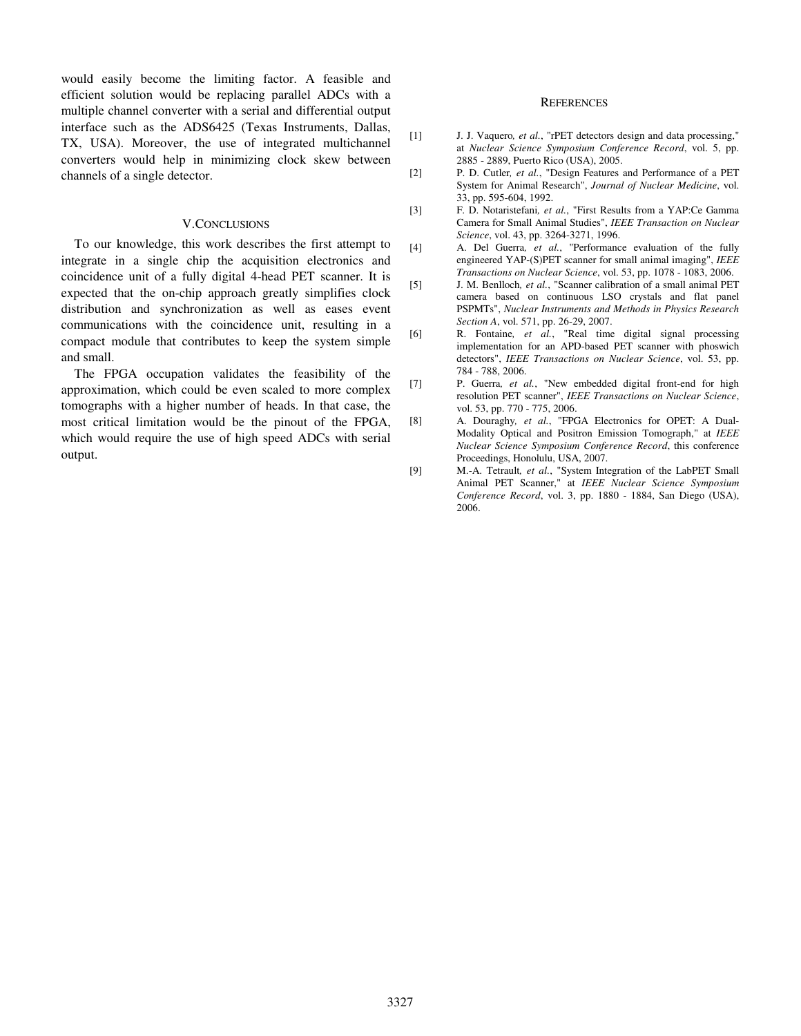would easily become the limiting factor. A feasible and efficient solution would be replacing parallel ADCs with a multiple channel converter with a serial and differential output interface such as the ADS6425 (Texas Instruments, Dallas, TX, USA). Moreover, the use of integrated multichannel converters would help in minimizing clock skew between channels of a single detector.

## V. Conclusions

To our knowledge, this work describes the first attempt to integrate in a single chip the acquisition electronics and coincidence unit of a fully digital 4-head PET scanner. It is expected that the on-chip approach greatly simplifies clock distribution and synchronization as well as eases event communications with the coincidence unit, resulting in a compact module that contributes to keep the system simple and small.

The FPGA occupation validates the feasibility of the approximation, which could be even scaled to more complex tomographs with a higher number of heads. In that case, the most critical limitation would be the pinout of the FPGA, which would require the use of high speed ADCs with serial output.

## References

[1] J. J. Vaquero, *et al.*, "rPET detectors design and data processing," at *Nuclear Science Symposium Conference Record*, vol. 5, pp. 2885 - 2889, Puerto Rico (USA), 2005.

[2] P. D. Cutler, *et al.*, "Design Features and Performance of a PET System for Animal Research", *Journal of Nuclear Medicine*, vol. 33, pp. 595-604, 1992.

[3] F. D. Notaristefani, *et al.*, "First Results from a YAP:Ce Gamma Camera for Small Animal Studies", *IEEE Transaction on Nuclear Science*, vol. 43, pp. 3264-3271, 1996.

[4] A. Del Guerra, *et al.*, "Performance evaluation of the fully engineered YAP-(S)PET scanner for small animal imaging", *IEEE Transactions on Nuclear Science*, vol. 53, pp. 1078 - 1083, 2006.

[5] J. M. Benlloch, *et al.*, "Scanner calibration of a small animal PET camera based on continuous LSO crystals and flat panel PSPMTs", *Nuclear Instruments and Methods in Physics Research Section A*, vol. 571, pp. 26-29, 2007.

[6] R. Fontaine, *et al.*, "Real time digital signal processing implementation for an APD-based PET scanner with phoswich detectors", *IEEE Transactions on Nuclear Science*, vol. 53, pp. 784 - 788, 2006.

[7] P. Guerra, *et al.*, "New embedded digital front-end for high resolution PET scanner", *IEEE Transactions on Nuclear Science*, vol. 53, pp. 770 - 775, 2006.

[8] A. Douraghy, *et al.*, "FPGA Electronics for OPET: A Dual-Modality Optical and Positron Emission Tomograph," at *IEEE Nuclear Science Symposium Conference Record*, this conference Proceedings, Honolulu, USA, 2007.

[9] M.-A. Tetrault, *et al.*, "System Integration of the LabPET Small Animal PET Scanner," at *IEEE Nuclear Science Symposium Conference Record*, vol. 3, pp. 1880 - 1884, San Diego (USA), 2006.